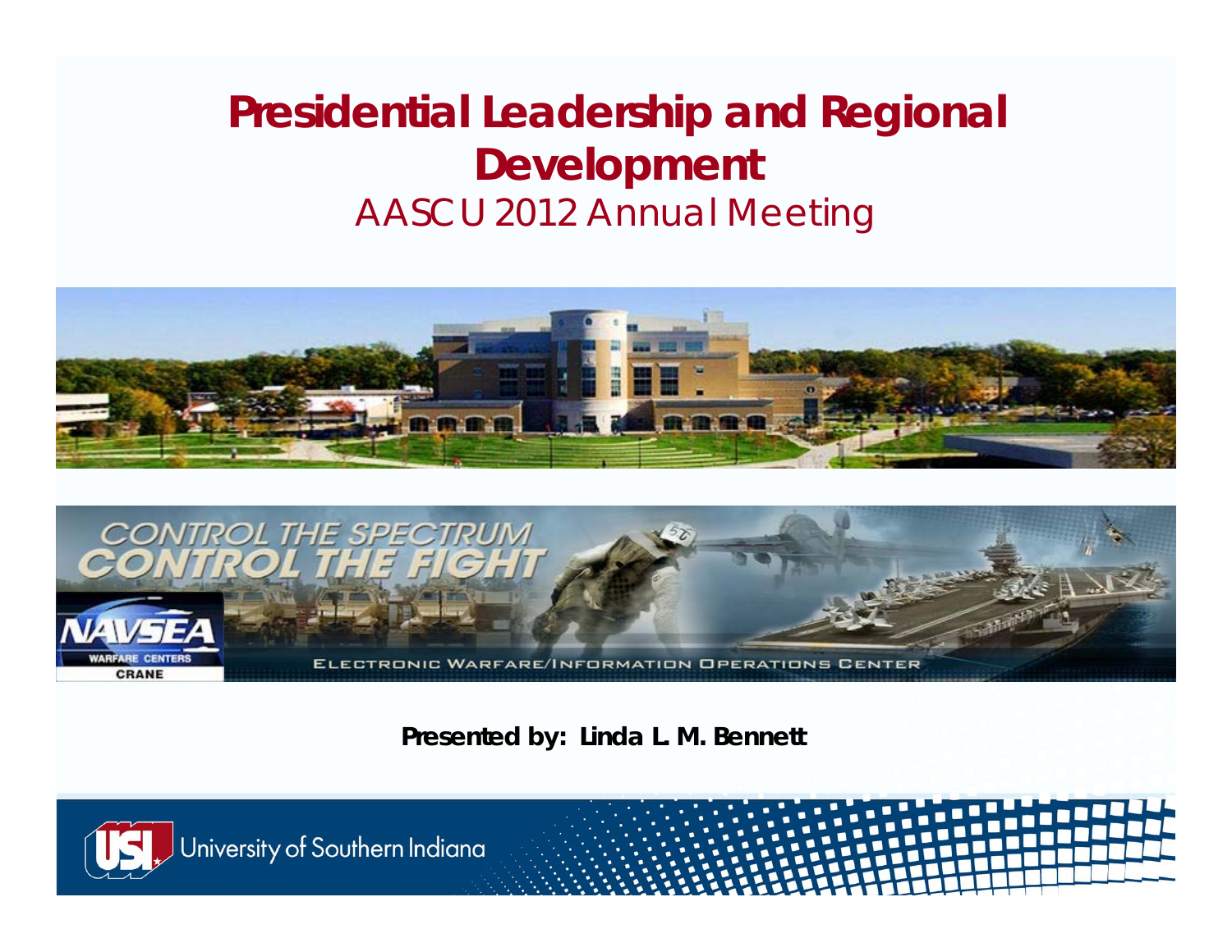# Presidential Leadership and Regional Development

## AASCU 2012 Annual Meeting

CONTROL THE SPECTRUM
CONTROL THE FIGHT

NAVSEA WARFARE CENTERS CRANE

ELECTRONIC WARFARE/INFORMATION OPERATIONS CENTER

**Presented by: Linda L. M. Bennett**

University of Southern Indiana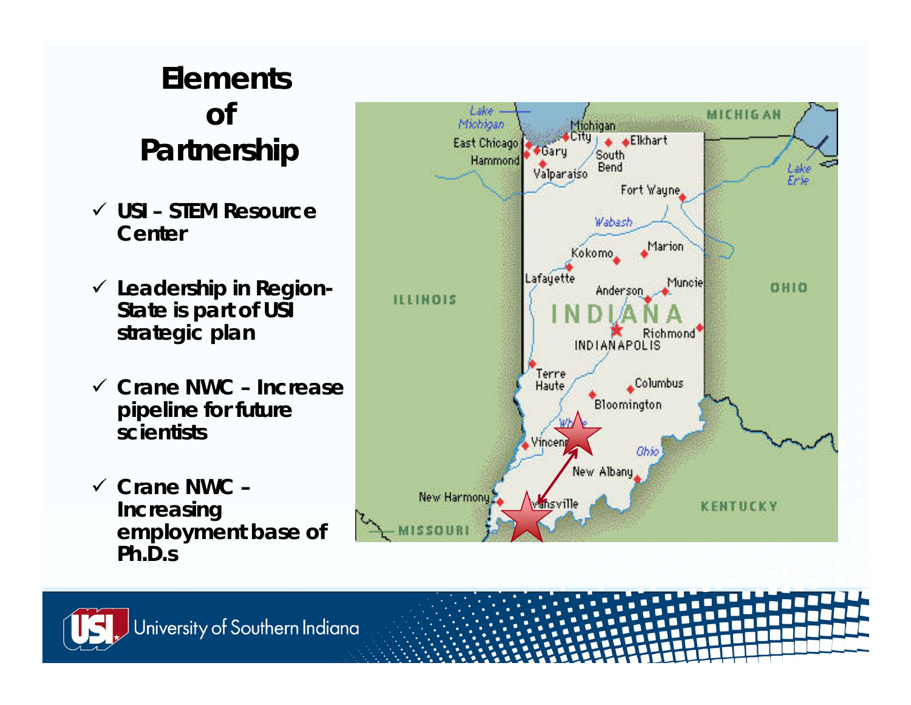# Elements of Partnership

- ✓ USI – STEM Resource Center
- ✓ Leadership in Region-State is part of USI strategic plan
- ✓ Crane NWC – Increase pipeline for future scientists
- ✓ Crane NWC – Increasing employment base of Ph.D.s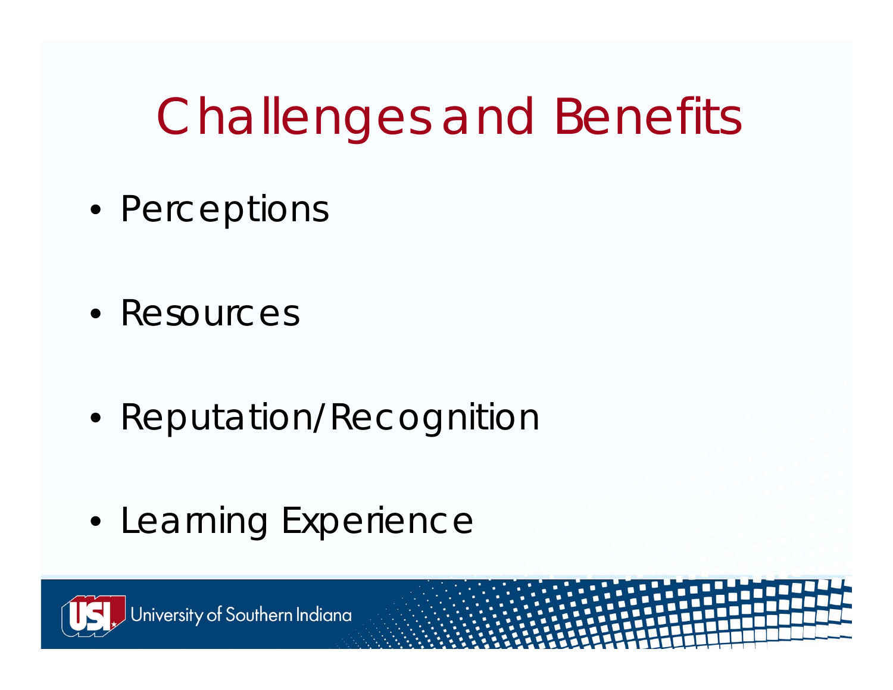# Challenges and Benefits

- Perceptions
- Resources
- Reputation/Recognition
- Learning Experience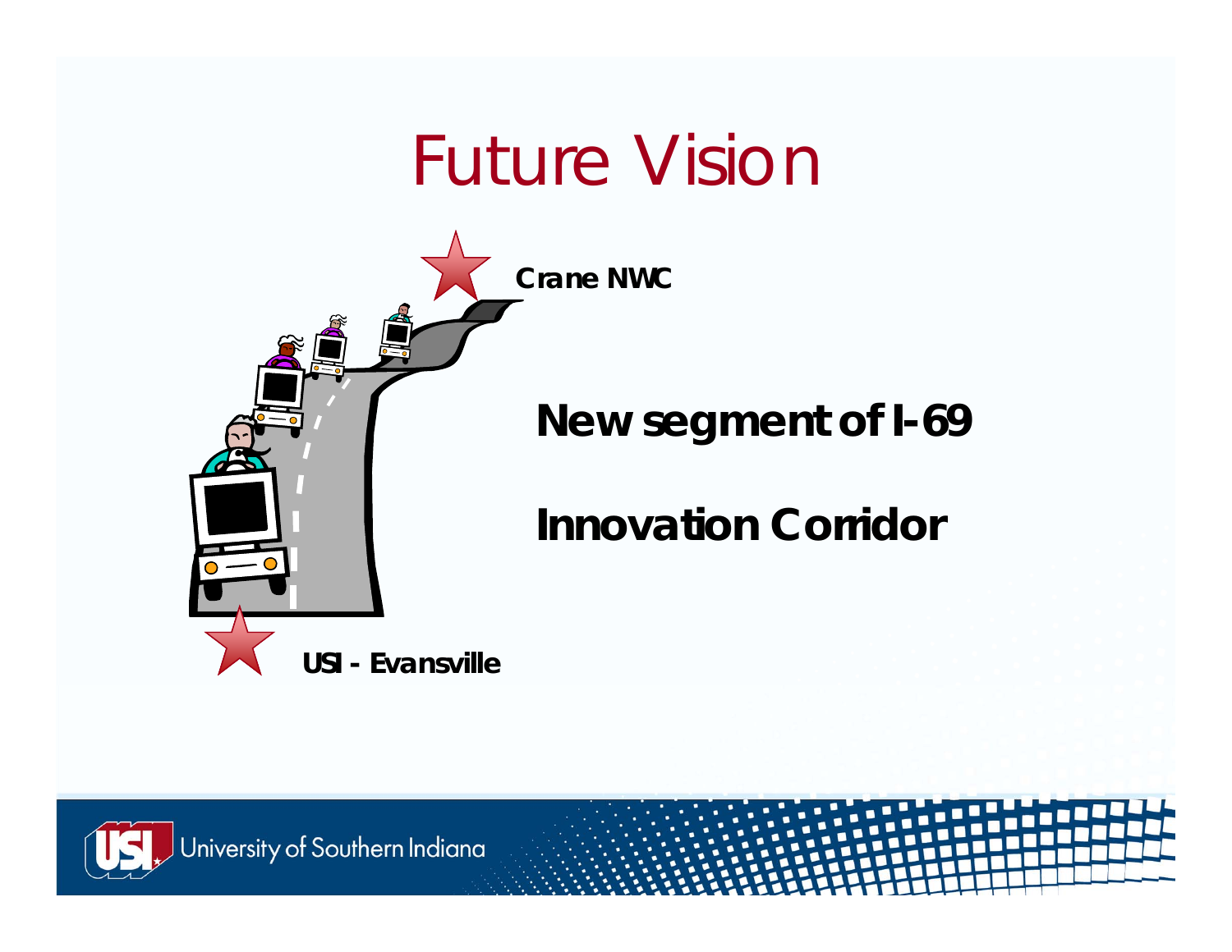# Future Vision

**Crane NWC**

**New segment of I-69**

**Innovation Corridor**

**USI - Evansville**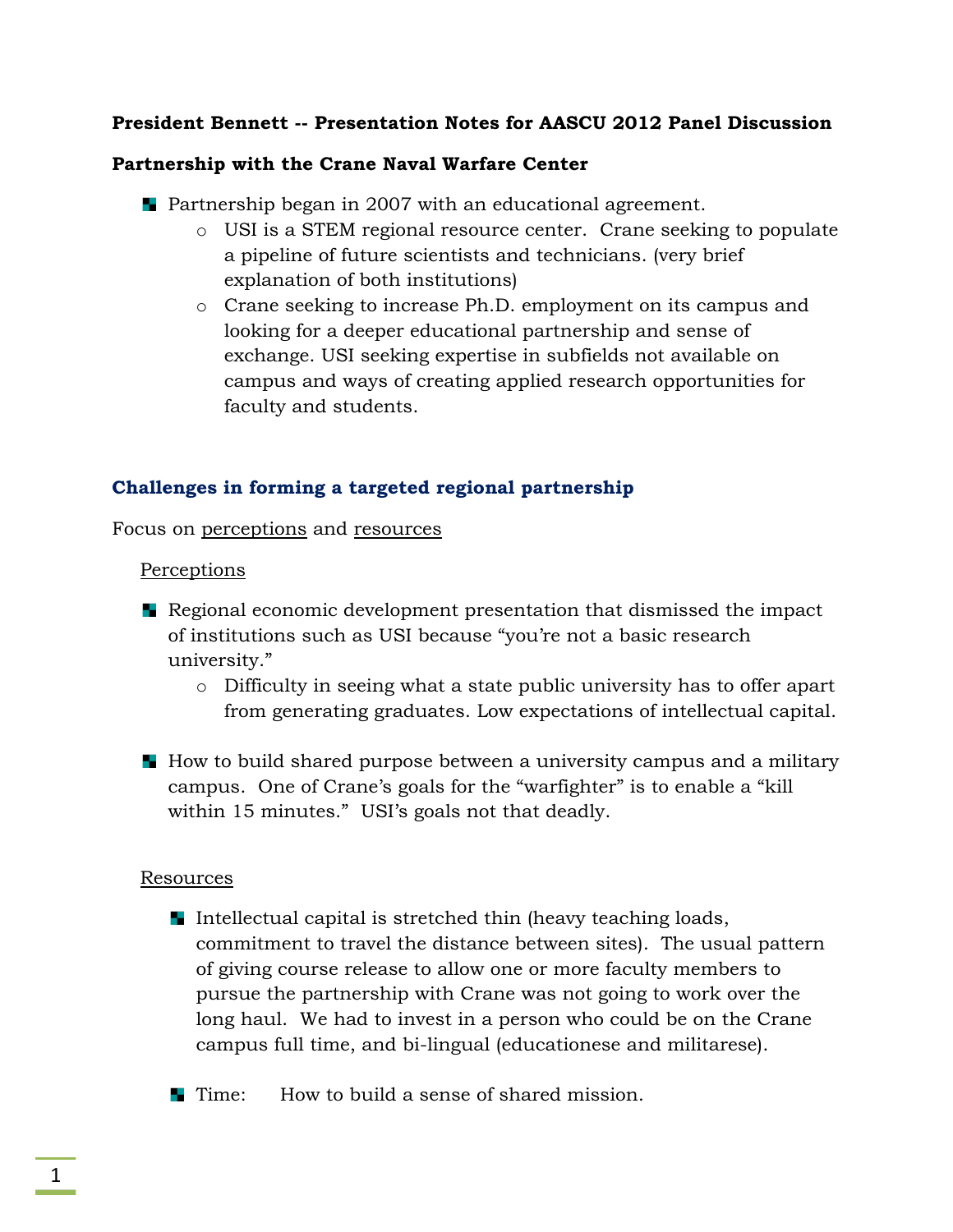**President Bennett -- Presentation Notes for AASCU 2012 Panel Discussion**

**Partnership with the Crane Naval Warfare Center**

- Partnership began in 2007 with an educational agreement.
  - USI is a STEM regional resource center. Crane seeking to populate a pipeline of future scientists and technicians. (very brief explanation of both institutions)
  - Crane seeking to increase Ph.D. employment on its campus and looking for a deeper educational partnership and sense of exchange. USI seeking expertise in subfields not available on campus and ways of creating applied research opportunities for faculty and students.

## Challenges in forming a targeted regional partnership

Focus on perceptions and resources

Perceptions

- Regional economic development presentation that dismissed the impact of institutions such as USI because "you're not a basic research university."
  - Difficulty in seeing what a state public university has to offer apart from generating graduates. Low expectations of intellectual capital.

- How to build shared purpose between a university campus and a military campus. One of Crane's goals for the "warfighter" is to enable a "kill within 15 minutes." USI's goals not that deadly.

Resources

- Intellectual capital is stretched thin (heavy teaching loads, commitment to travel the distance between sites). The usual pattern of giving course release to allow one or more faculty members to pursue the partnership with Crane was not going to work over the long haul. We had to invest in a person who could be on the Crane campus full time, and bi-lingual (educationese and militarese).

- Time: How to build a sense of shared mission.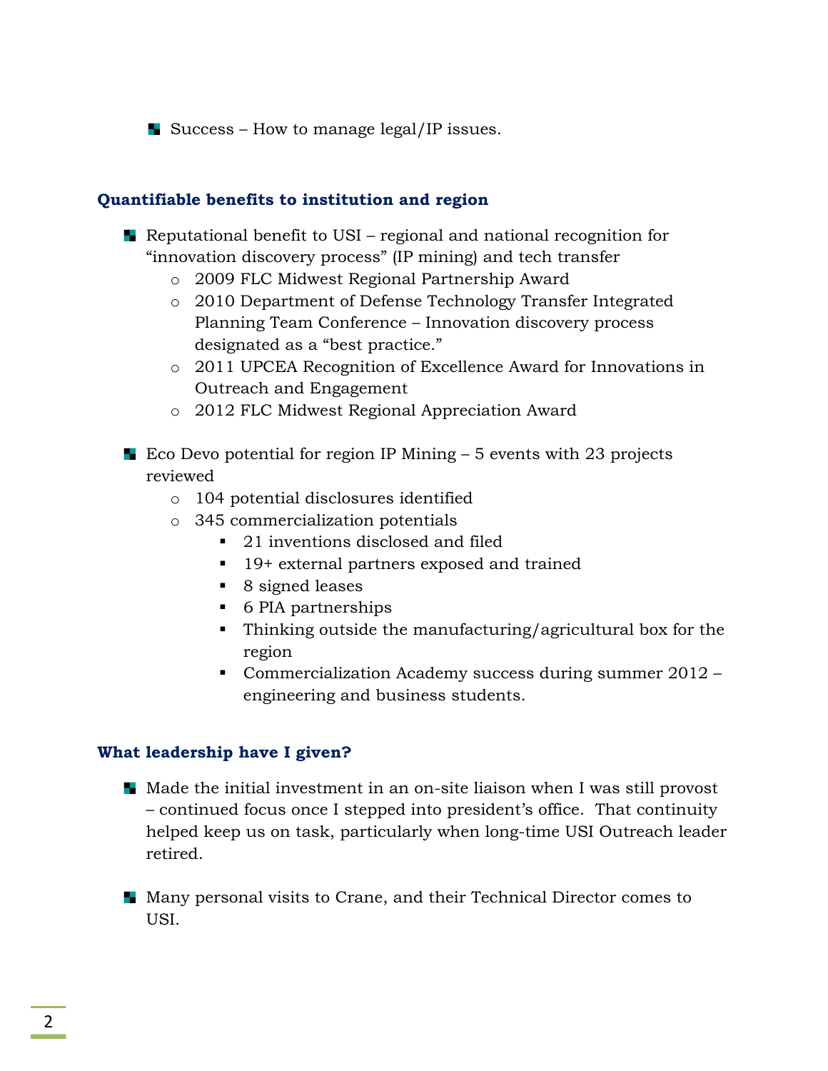- Success – How to manage legal/IP issues.

### Quantifiable benefits to institution and region

- Reputational benefit to USI – regional and national recognition for "innovation discovery process" (IP mining) and tech transfer
    - 2009 FLC Midwest Regional Partnership Award
    - 2010 Department of Defense Technology Transfer Integrated Planning Team Conference – Innovation discovery process designated as a "best practice."
    - 2011 UPCEA Recognition of Excellence Award for Innovations in Outreach and Engagement
    - 2012 FLC Midwest Regional Appreciation Award

- Eco Devo potential for region IP Mining – 5 events with 23 projects reviewed
    - 104 potential disclosures identified
    - 345 commercialization potentials
        - 21 inventions disclosed and filed
        - 19+ external partners exposed and trained
        - 8 signed leases
        - 6 PIA partnerships
        - Thinking outside the manufacturing/agricultural box for the region
        - Commercialization Academy success during summer 2012 – engineering and business students.

### What leadership have I given?

- Made the initial investment in an on-site liaison when I was still provost – continued focus once I stepped into president's office. That continuity helped keep us on task, particularly when long-time USI Outreach leader retired.

- Many personal visits to Crane, and their Technical Director comes to USI.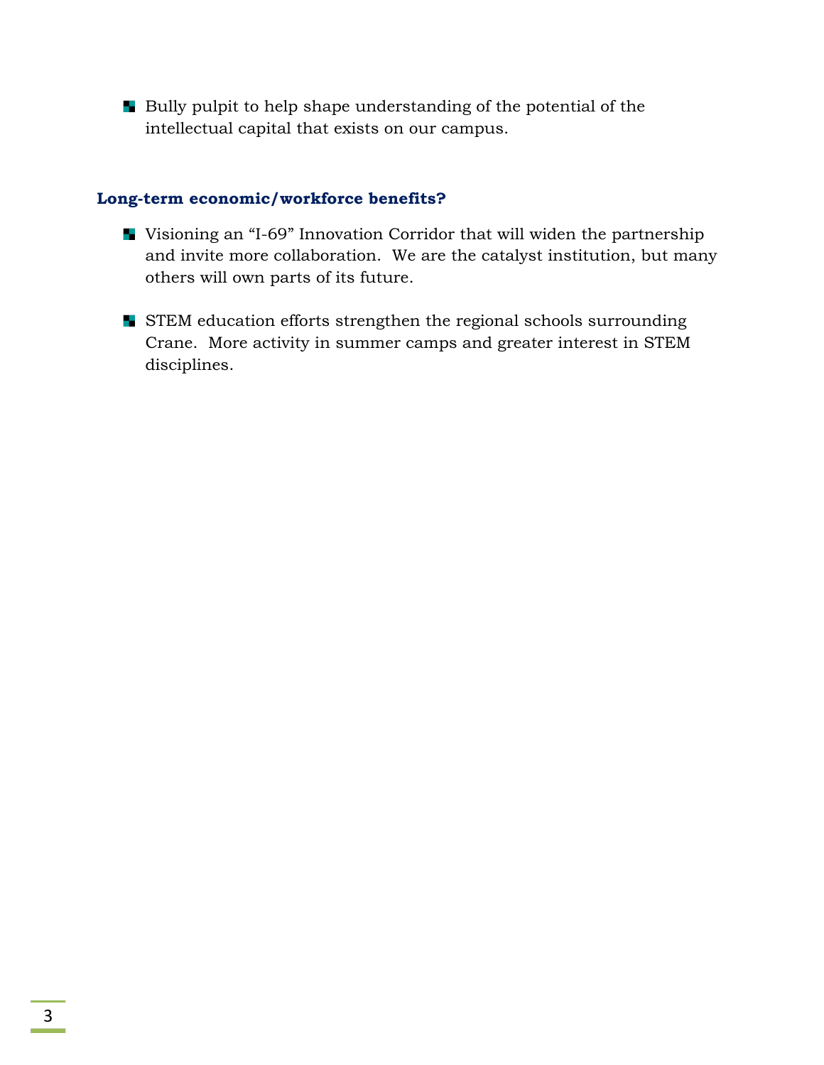- Bully pulpit to help shape understanding of the potential of the intellectual capital that exists on our campus.

**Long-term economic/workforce benefits?**

- Visioning an "I-69" Innovation Corridor that will widen the partnership and invite more collaboration. We are the catalyst institution, but many others will own parts of its future.

- STEM education efforts strengthen the regional schools surrounding Crane. More activity in summer camps and greater interest in STEM disciplines.